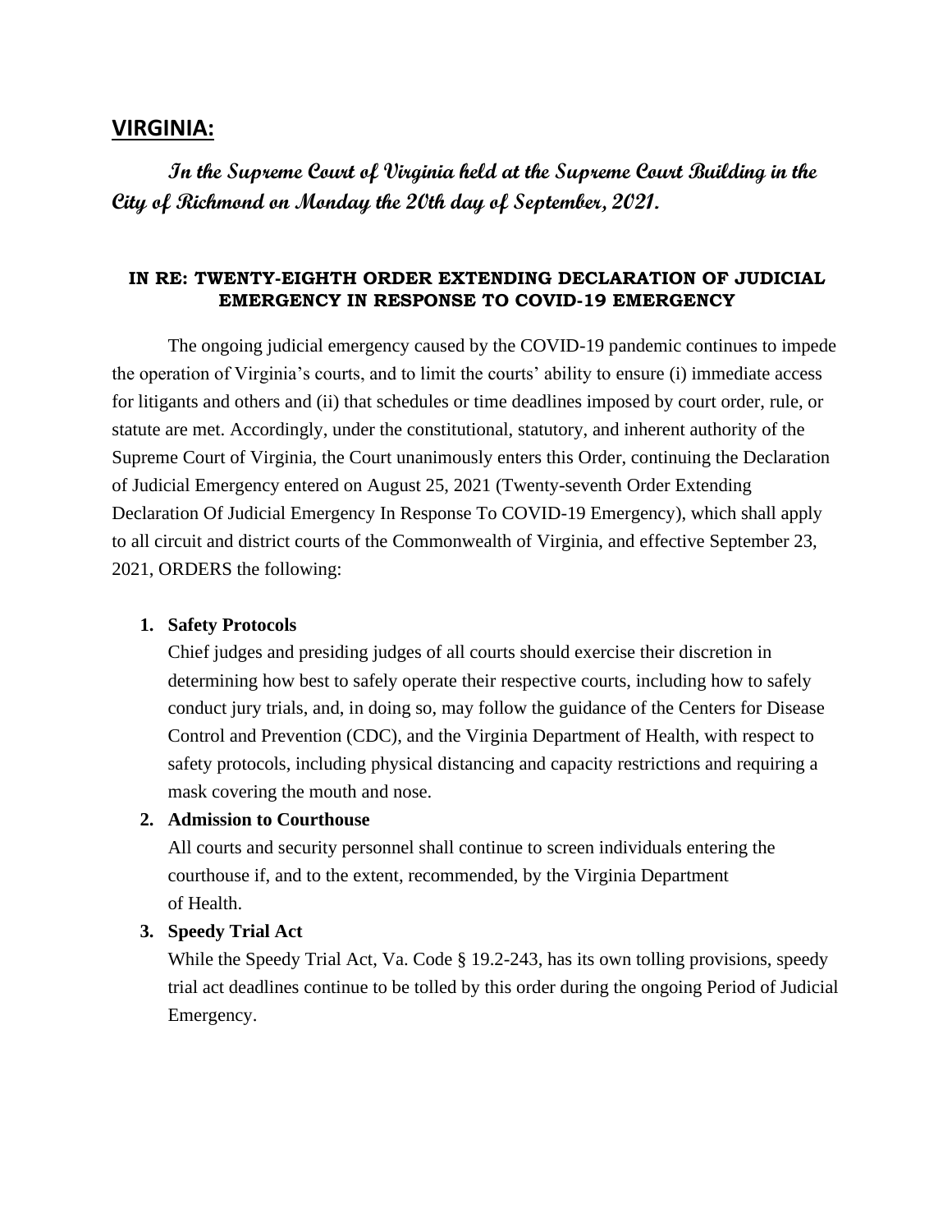## VIRGINIA:

***In the Supreme Court of Virginia held at the Supreme Court Building in the City of Richmond on Monday the 20th day of September, 2021.***

**IN RE: TWENTY-EIGHTH ORDER EXTENDING DECLARATION OF JUDICIAL EMERGENCY IN RESPONSE TO COVID-19 EMERGENCY**

The ongoing judicial emergency caused by the COVID-19 pandemic continues to impede the operation of Virginia's courts, and to limit the courts' ability to ensure (i) immediate access for litigants and others and (ii) that schedules or time deadlines imposed by court order, rule, or statute are met. Accordingly, under the constitutional, statutory, and inherent authority of the Supreme Court of Virginia, the Court unanimously enters this Order, continuing the Declaration of Judicial Emergency entered on August 25, 2021 (Twenty-seventh Order Extending Declaration Of Judicial Emergency In Response To COVID-19 Emergency), which shall apply to all circuit and district courts of the Commonwealth of Virginia, and effective September 23, 2021, ORDERS the following:

1. **Safety Protocols**

   Chief judges and presiding judges of all courts should exercise their discretion in determining how best to safely operate their respective courts, including how to safely conduct jury trials, and, in doing so, may follow the guidance of the Centers for Disease Control and Prevention (CDC), and the Virginia Department of Health, with respect to safety protocols, including physical distancing and capacity restrictions and requiring a mask covering the mouth and nose.

2. **Admission to Courthouse**

   All courts and security personnel shall continue to screen individuals entering the courthouse if, and to the extent, recommended, by the Virginia Department of Health.

3. **Speedy Trial Act**

   While the Speedy Trial Act, Va. Code § 19.2-243, has its own tolling provisions, speedy trial act deadlines continue to be tolled by this order during the ongoing Period of Judicial Emergency.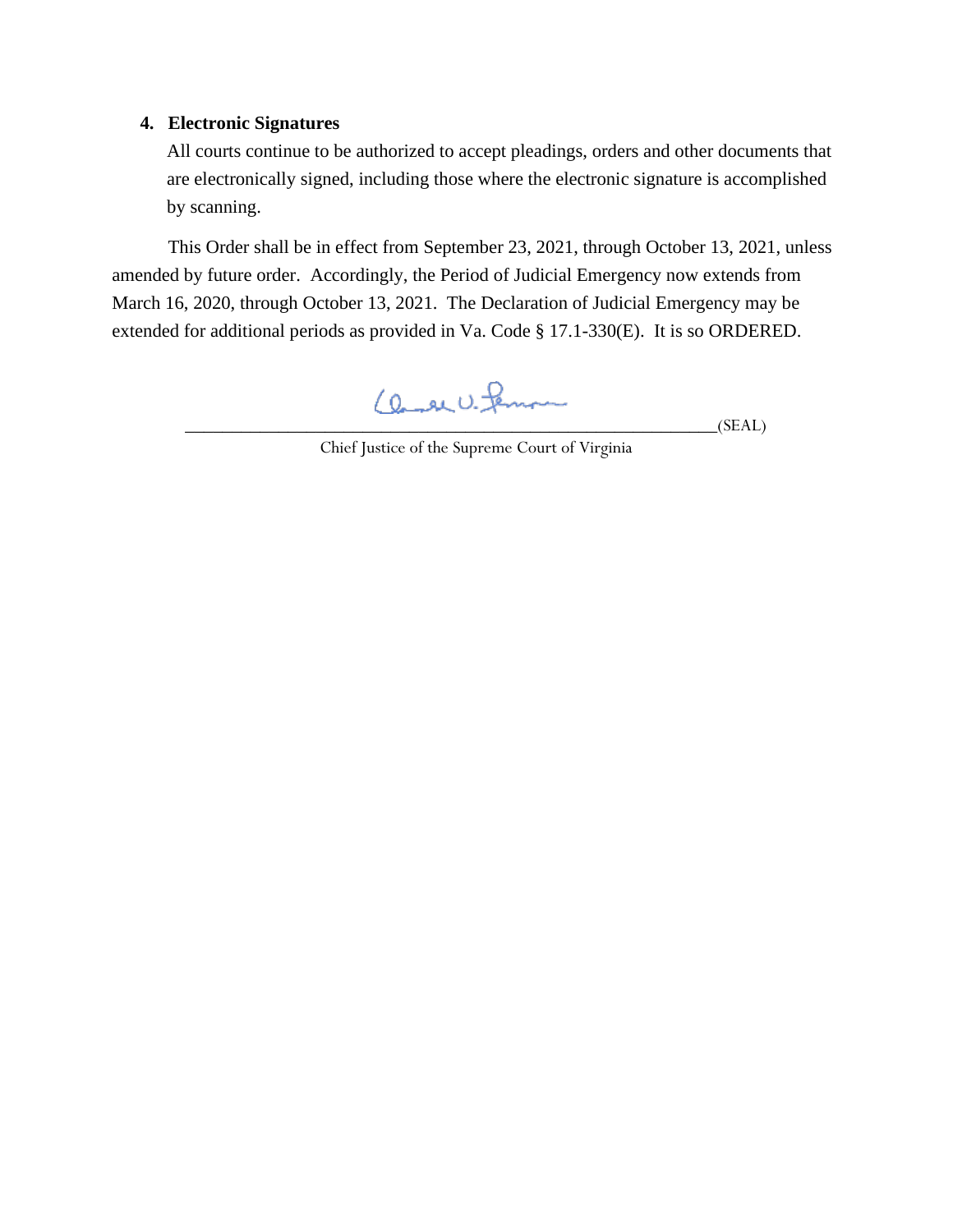4. **Electronic Signatures**

   All courts continue to be authorized to accept pleadings, orders and other documents that are electronically signed, including those where the electronic signature is accomplished by scanning.

This Order shall be in effect from September 23, 2021, through October 13, 2021, unless amended by future order. Accordingly, the Period of Judicial Emergency now extends from March 16, 2020, through October 13, 2021. The Declaration of Judicial Emergency may be extended for additional periods as provided in Va. Code § 17.1-330(E). It is so ORDERED.

_____________________________________________________________(SEAL)

Chief Justice of the Supreme Court of Virginia